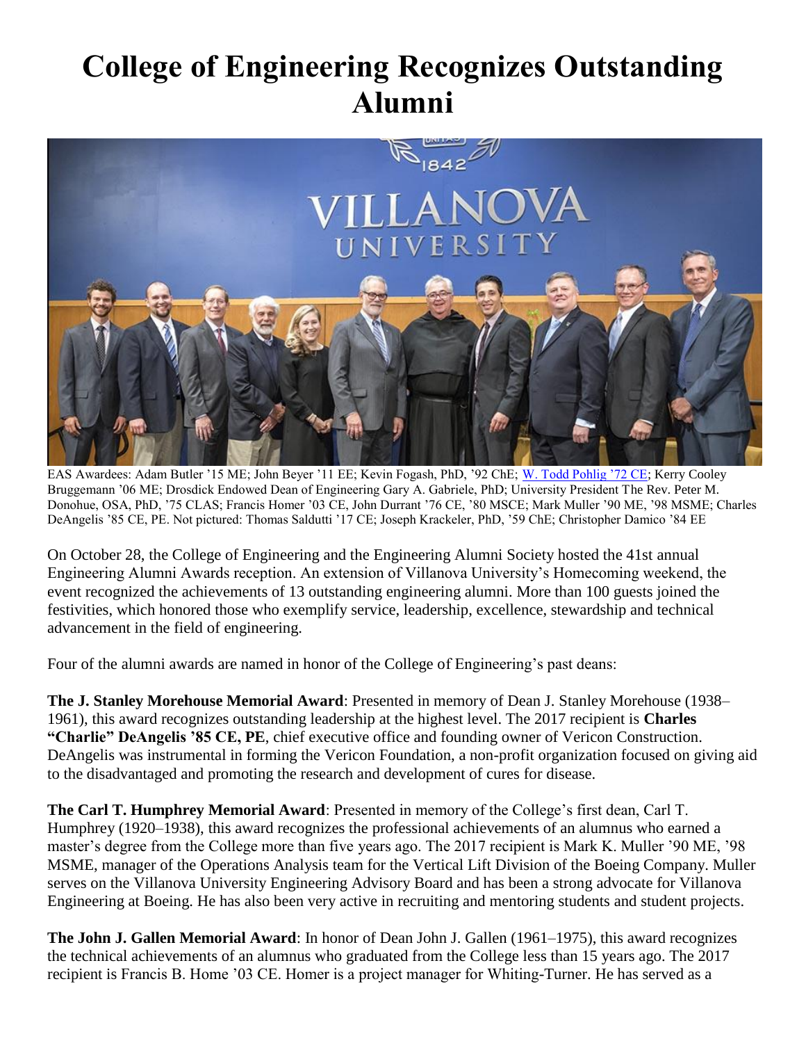# College of Engineering Recognizes Outstanding Alumni

EAS Awardees: Adam Butler '15 ME; John Beyer '11 EE; Kevin Fogash, PhD, '92 ChE; W. Todd Pohlig '72 CE; Kerry Cooley Bruggemann '06 ME; Drosdick Endowed Dean of Engineering Gary A. Gabriele, PhD; University President The Rev. Peter M. Donohue, OSA, PhD, '75 CLAS; Francis Homer '03 CE, John Durrant '76 CE, '80 MSCE; Mark Muller '90 ME, '98 MSME; Charles DeAngelis '85 CE, PE. Not pictured: Thomas Saldutti '17 CE; Joseph Krackeler, PhD, '59 ChE; Christopher Damico '84 EE

On October 28, the College of Engineering and the Engineering Alumni Society hosted the 41st annual Engineering Alumni Awards reception. An extension of Villanova University's Homecoming weekend, the event recognized the achievements of 13 outstanding engineering alumni. More than 100 guests joined the festivities, which honored those who exemplify service, leadership, excellence, stewardship and technical advancement in the field of engineering.

Four of the alumni awards are named in honor of the College of Engineering's past deans:

**The J. Stanley Morehouse Memorial Award**: Presented in memory of Dean J. Stanley Morehouse (1938–1961), this award recognizes outstanding leadership at the highest level. The 2017 recipient is **Charles "Charlie" DeAngelis '85 CE, PE**, chief executive office and founding owner of Vericon Construction. DeAngelis was instrumental in forming the Vericon Foundation, a non-profit organization focused on giving aid to the disadvantaged and promoting the research and development of cures for disease.

**The Carl T. Humphrey Memorial Award**: Presented in memory of the College's first dean, Carl T. Humphrey (1920–1938), this award recognizes the professional achievements of an alumnus who earned a master's degree from the College more than five years ago. The 2017 recipient is Mark K. Muller '90 ME, '98 MSME, manager of the Operations Analysis team for the Vertical Lift Division of the Boeing Company. Muller serves on the Villanova University Engineering Advisory Board and has been a strong advocate for Villanova Engineering at Boeing. He has also been very active in recruiting and mentoring students and student projects.

**The John J. Gallen Memorial Award**: In honor of Dean John J. Gallen (1961–1975), this award recognizes the technical achievements of an alumnus who graduated from the College less than 15 years ago. The 2017 recipient is Francis B. Home '03 CE. Homer is a project manager for Whiting-Turner. He has served as a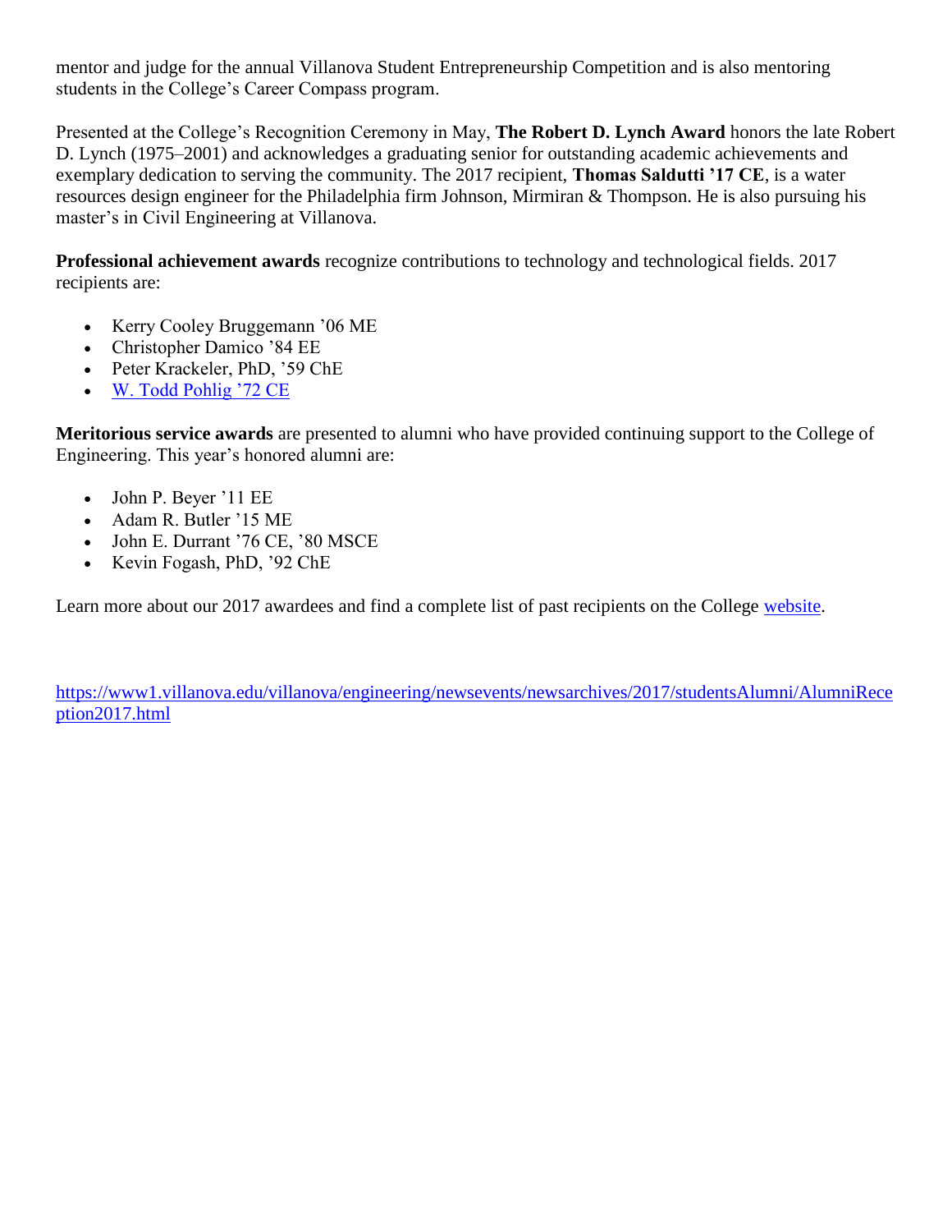mentor and judge for the annual Villanova Student Entrepreneurship Competition and is also mentoring students in the College's Career Compass program.

Presented at the College's Recognition Ceremony in May, **The Robert D. Lynch Award** honors the late Robert D. Lynch (1975–2001) and acknowledges a graduating senior for outstanding academic achievements and exemplary dedication to serving the community. The 2017 recipient, **Thomas Saldutti '17 CE**, is a water resources design engineer for the Philadelphia firm Johnson, Mirmiran & Thompson. He is also pursuing his master's in Civil Engineering at Villanova.

**Professional achievement awards** recognize contributions to technology and technological fields. 2017 recipients are:

- Kerry Cooley Bruggemann '06 ME
- Christopher Damico '84 EE
- Peter Krackeler, PhD, '59 ChE
- W. Todd Pohlig '72 CE

**Meritorious service awards** are presented to alumni who have provided continuing support to the College of Engineering. This year's honored alumni are:

- John P. Beyer '11 EE
- Adam R. Butler '15 ME
- John E. Durrant '76 CE, '80 MSCE
- Kevin Fogash, PhD, '92 ChE

Learn more about our 2017 awardees and find a complete list of past recipients on the College website.

https://www1.villanova.edu/villanova/engineering/newsevents/newsarchives/2017/studentsAlumni/AlumniReception2017.html